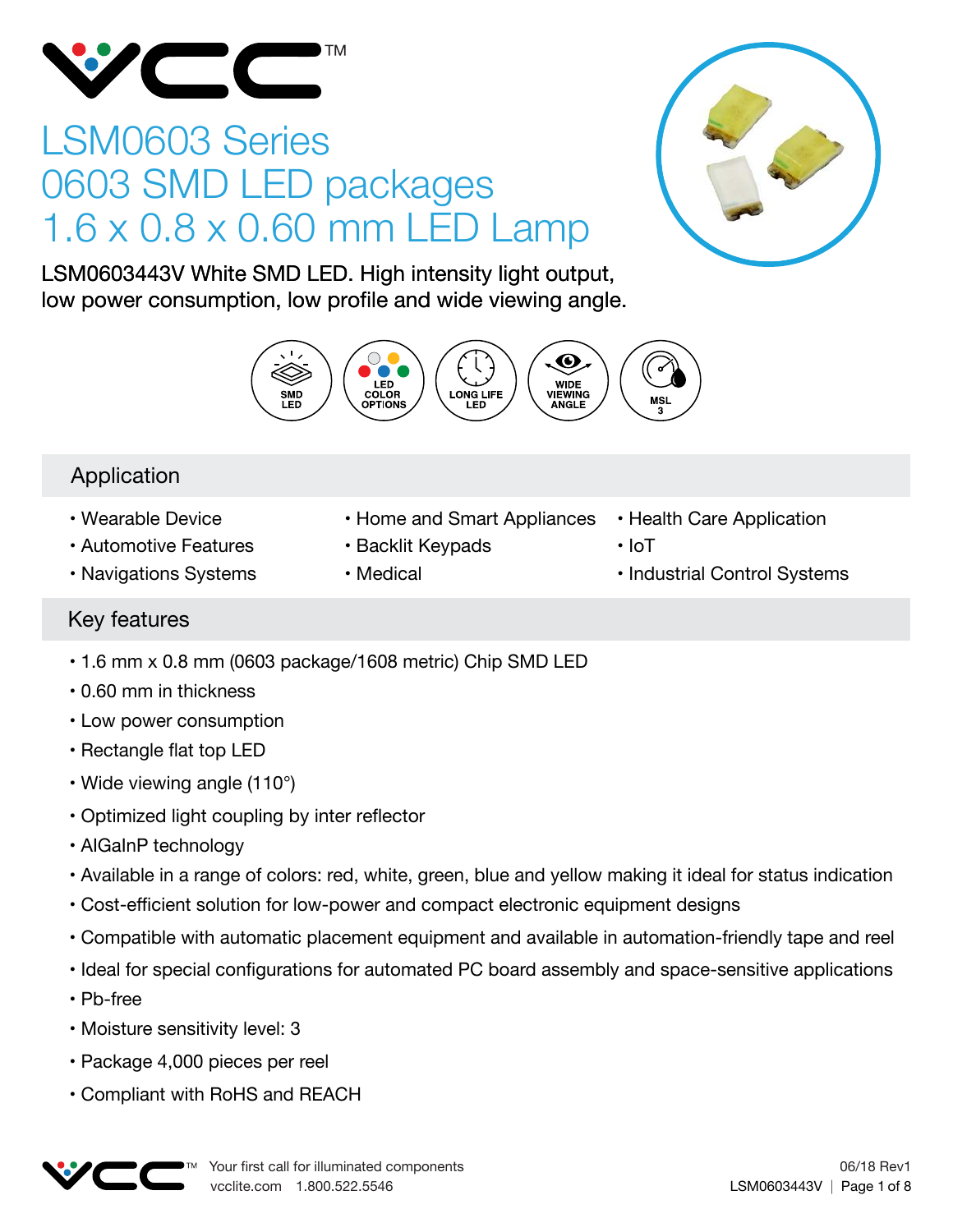# LSM0603 Series
# 0603 SMD LED packages
# 1.6 x 0.8 x 0.60 mm LED Lamp

LSM0603443V White SMD LED. High intensity light output, low power consumption, low profile and wide viewing angle.

SMD LED | LED COLOR OPTIONS | LONG LIFE LED | WIDE VIEWING ANGLE | MSL 3

## Application

- Wearable Device
- Automotive Features
- Navigations Systems
- Home and Smart Appliances
- Backlit Keypads
- Medical
- Health Care Application
- IoT
- Industrial Control Systems

## Key features

- 1.6 mm x 0.8 mm (0603 package/1608 metric) Chip SMD LED
- 0.60 mm in thickness
- Low power consumption
- Rectangle flat top LED
- Wide viewing angle (110°)
- Optimized light coupling by inter reflector
- AlGaInP technology
- Available in a range of colors: red, white, green, blue and yellow making it ideal for status indication
- Cost-efficient solution for low-power and compact electronic equipment designs
- Compatible with automatic placement equipment and available in automation-friendly tape and reel
- Ideal for special configurations for automated PC board assembly and space-sensitive applications
- Pb-free
- Moisture sensitivity level: 3
- Package 4,000 pieces per reel
- Compliant with RoHS and REACH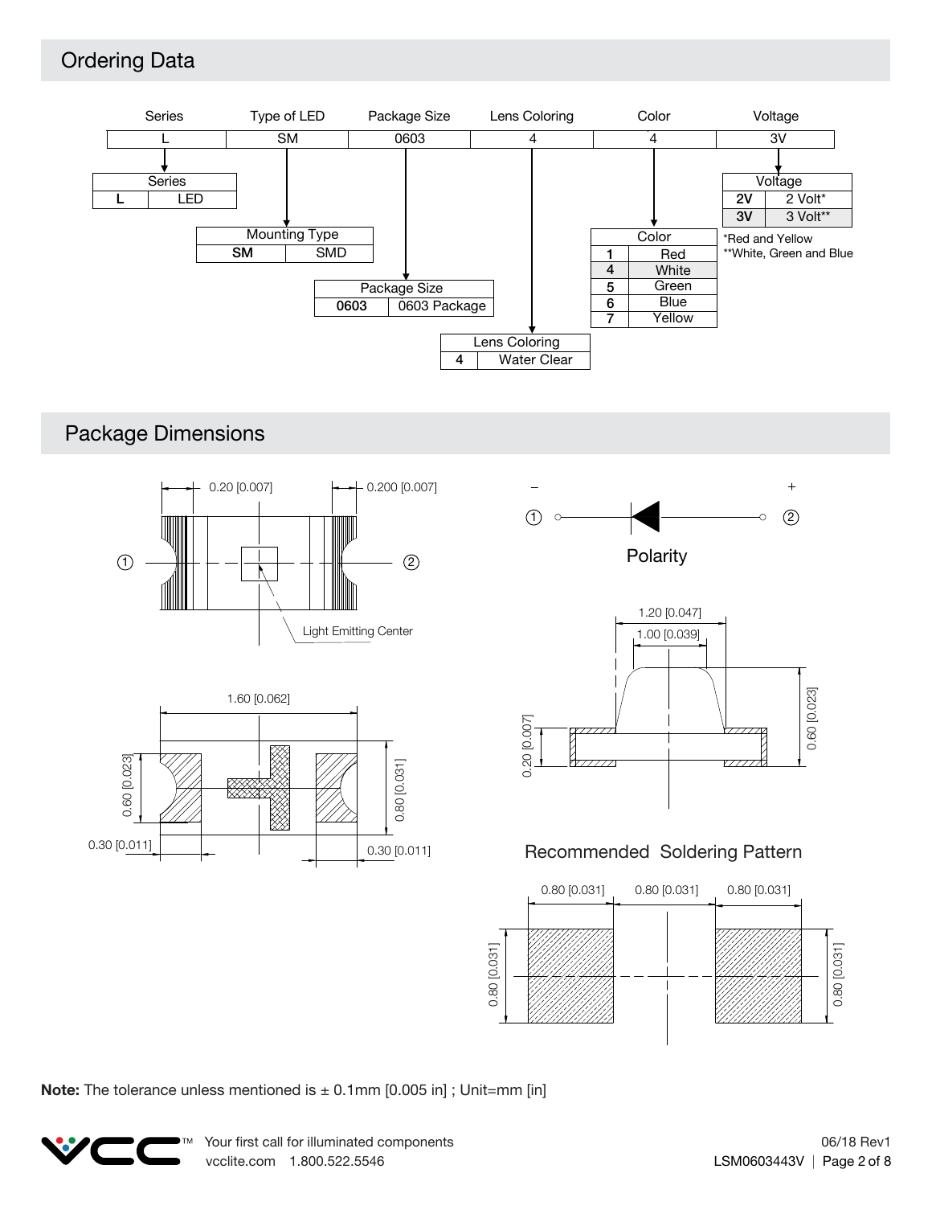## Ordering Data

| Series | Type of LED | Package Size | Lens Coloring | Color | Voltage |
|---|---|---|---|---|---|
| L | SM | 0603 | 4 | 4 | 3V |

| Series | |
|---|---|
| **L** | LED |

| Mounting Type | |
|---|---|
| **SM** | SMD |

| Package Size | |
|---|---|
| **0603** | 0603 Package |

| Lens Coloring | |
|---|---|
| **4** | Water Clear |

| Color | |
|---|---|
| **1** | Red |
| **4** | White |
| **5** | Green |
| **6** | Blue |
| **7** | Yellow |

| Voltage | |
|---|---|
| **2V** | 2 Volt* |
| **3V** | 3 Volt** |

*Red and Yellow
**White, Green and Blue

## Package Dimensions

0.20 [0.007] 0.200 [0.007]

① ②

Light Emitting Center

1.60 [0.062]

0.60 [0.023] 0.80 [0.031]

0.30 [0.011] 0.30 [0.011]

– +

① ②

Polarity

1.20 [0.047]

1.00 [0.039]

0.20 [0.007] 0.60 [0.023]

Recommended Soldering Pattern

0.80 [0.031] 0.80 [0.031] 0.80 [0.031]

0.80 [0.031] 0.80 [0.031]

**Note:** The tolerance unless mentioned is ± 0.1mm [0.005 in] ; Unit=mm [in]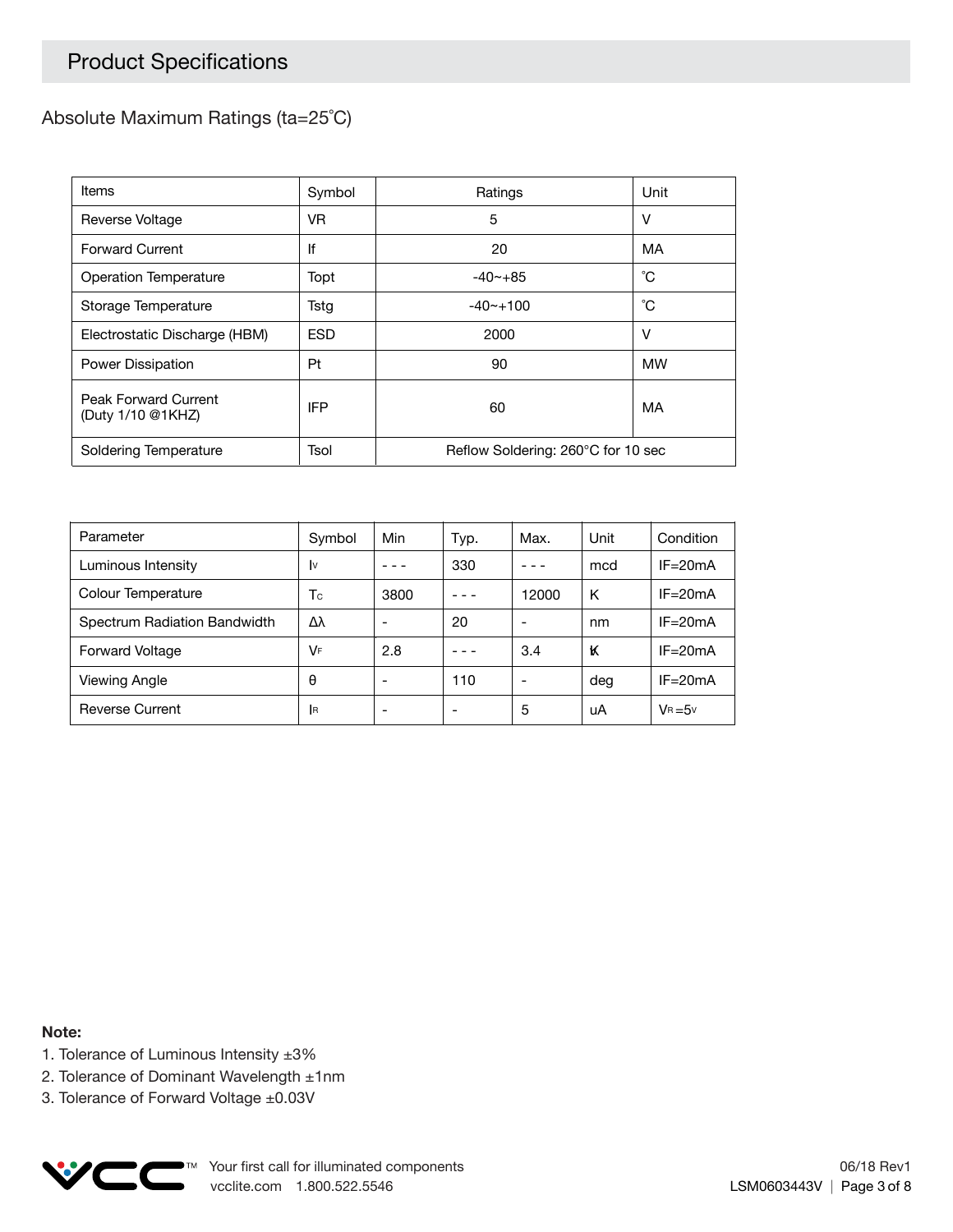## Product Specifications

### Absolute Maximum Ratings (ta=25˚C)

| Items | Symbol | Ratings | Unit |
|---|---|---|---|
| Reverse Voltage | VR | 5 | V |
| Forward Current | If | 20 | MA |
| Operation Temperature | Topt | -40~+85 | ˚C |
| Storage Temperature | Tstg | -40~+100 | ˚C |
| Electrostatic Discharge (HBM) | ESD | 2000 | V |
| Power Dissipation | Pt | 90 | MW |
| Peak Forward Current (Duty 1/10 @1KHZ) | IFP | 60 | MA |
| Soldering Temperature | Tsol | Reflow Soldering: 260°C for 10 sec | |

| Parameter | Symbol | Min | Typ. | Max. | Unit | Condition |
|---|---|---|---|---|---|---|
| Luminous Intensity | $I_V$ | - - - | 330 | - - - | mcd | IF=20mA |
| Colour Temperature | $T_C$ | 3800 | - - - | 12000 | K | IF=20mA |
| Spectrum Radiation Bandwidth | Δλ | - | 20 | - | nm | IF=20mA |
| Forward Voltage | $V_F$ | 2.8 | - - - | 3.4 | V | IF=20mA |
| Viewing Angle | θ | - | 110 | - | deg | IF=20mA |
| Reverse Current | $I_R$ | - | - | 5 | uA | $V_R$=5V |

**Note:**

1. Tolerance of Luminous Intensity ±3%
2. Tolerance of Dominant Wavelength ±1nm
3. Tolerance of Forward Voltage ±0.03V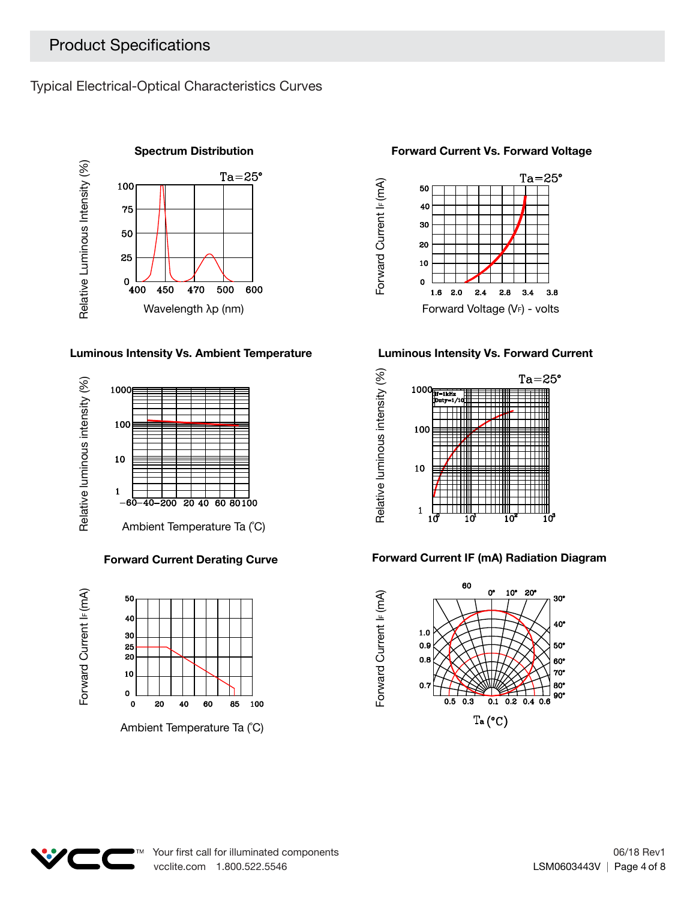## Product Specifications

Typical Electrical-Optical Characteristics Curves

**Spectrum Distribution**

Ta=25°

Relative Luminous Intensity (%)

100
75
50
25
0

400 450 470 500 600

Wavelength λp (nm)

**Forward Current Vs. Forward Voltage**

Ta=25°

Forward Current IF (mA)

50
40
30
20
10
0

1.6 2.0 2.4 2.8 3.4 3.8

Forward Voltage (VF) - volts

**Luminous Intensity Vs. Ambient Temperature**

Relative luminous intensity (%)

1000
100
10
1

−60 −40 −20 0 20 40 60 80 100

Ambient Temperature Ta (°C)

**Luminous Intensity Vs. Forward Current**

Ta=25°

If=1kHz
Duty=1/10

Relative luminous intensity (%)

1000
100
10
1

$10^0$ $10^1$ $10^2$ $10^3$

**Forward Current Derating Curve**

Forward Current IF (mA)

50
40
30
25
20
10
0

0 20 40 60 85 100

Ambient Temperature Ta (°C)

**Forward Current IF (mA) Radiation Diagram**

Forward Current IF (mA)

60 0° 10° 20° 30° 40° 50° 60° 70° 80° 90°

1.0
0.9
0.8
0.7

0.5 0.3 0.1 0.2 0.4 0.6

Ta (°C)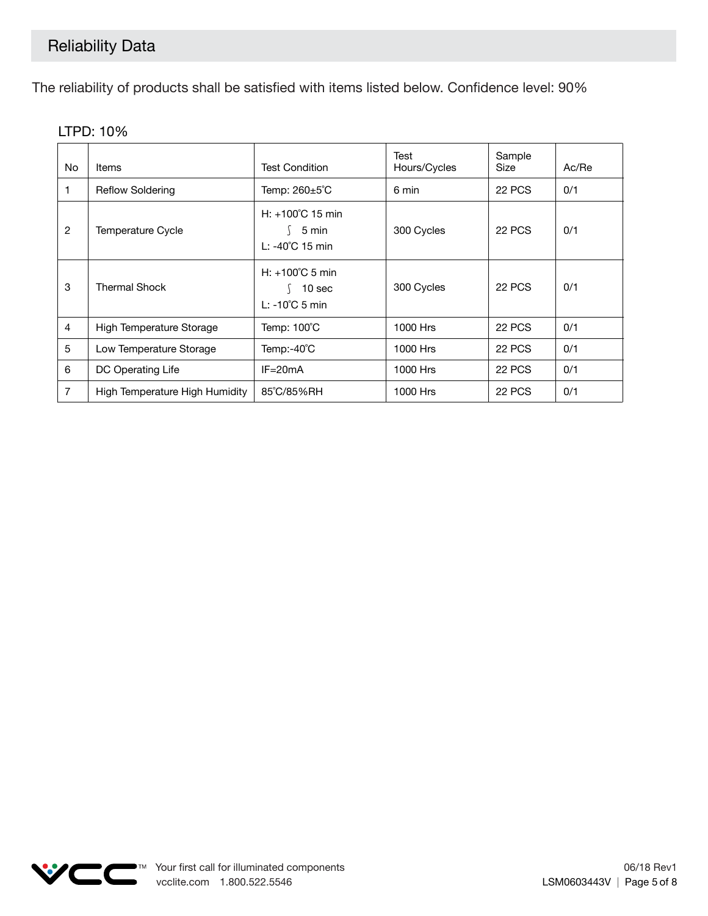## Reliability Data

The reliability of products shall be satisfied with items listed below. Confidence level: 90%

LTPD: 10%

| No | Items | Test Condition | Test Hours/Cycles | Sample Size | Ac/Re |
|---|---|---|---|---|---|
| 1 | Reflow Soldering | Temp: 260±5˚C | 6 min | 22 PCS | 0/1 |
| 2 | Temperature Cycle | H: +100˚C 15 min<br>∫ 5 min<br>L: -40˚C 15 min | 300 Cycles | 22 PCS | 0/1 |
| 3 | Thermal Shock | H: +100˚C 5 min<br>∫ 10 sec<br>L: -10˚C 5 min | 300 Cycles | 22 PCS | 0/1 |
| 4 | High Temperature Storage | Temp: 100˚C | 1000 Hrs | 22 PCS | 0/1 |
| 5 | Low Temperature Storage | Temp:-40˚C | 1000 Hrs | 22 PCS | 0/1 |
| 6 | DC Operating Life | IF=20mA | 1000 Hrs | 22 PCS | 0/1 |
| 7 | High Temperature High Humidity | 85˚C/85%RH | 1000 Hrs | 22 PCS | 0/1 |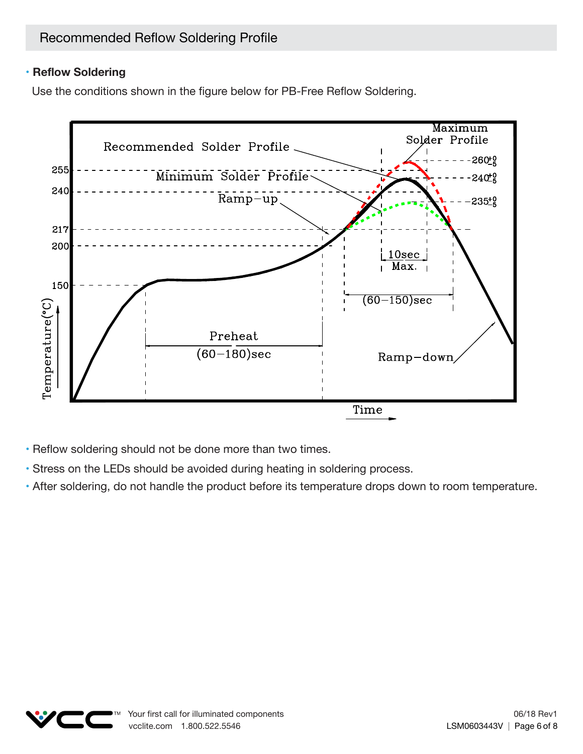## Recommended Reflow Soldering Profile

- **Reflow Soldering**

  Use the conditions shown in the figure below for PB-Free Reflow Soldering.

- Reflow soldering should not be done more than two times.
- Stress on the LEDs should be avoided during heating in soldering process.
- After soldering, do not handle the product before its temperature drops down to room temperature.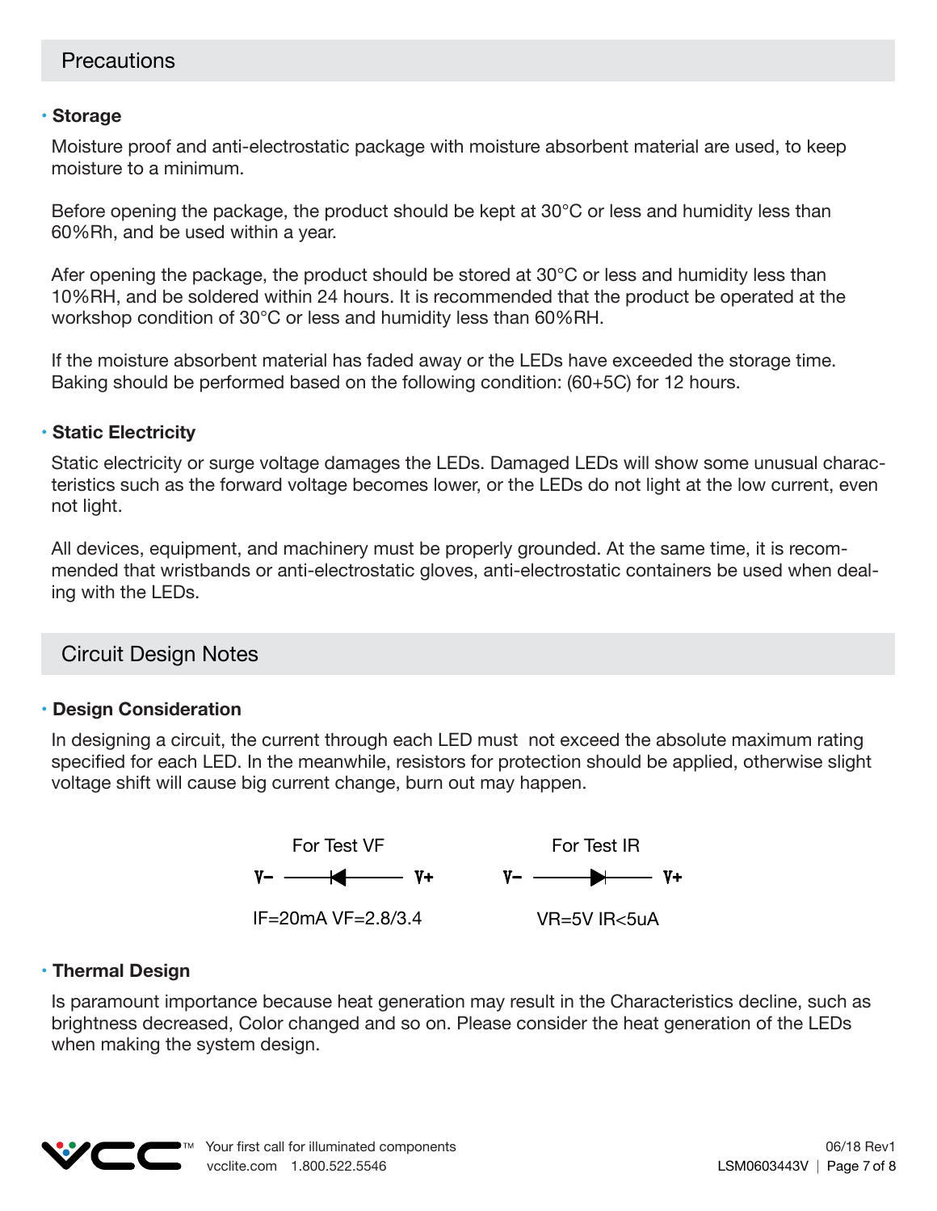## Precautions

### Storage

Moisture proof and anti-electrostatic package with moisture absorbent material are used, to keep moisture to a minimum.

Before opening the package, the product should be kept at 30°C or less and humidity less than 60%Rh, and be used within a year.

Afer opening the package, the product should be stored at 30°C or less and humidity less than 10%RH, and be soldered within 24 hours. It is recommended that the product be operated at the workshop condition of 30°C or less and humidity less than 60%RH.

If the moisture absorbent material has faded away or the LEDs have exceeded the storage time. Baking should be performed based on the following condition: (60+5C) for 12 hours.

### Static Electricity

Static electricity or surge voltage damages the LEDs. Damaged LEDs will show some unusual characteristics such as the forward voltage becomes lower, or the LEDs do not light at the low current, even not light.

All devices, equipment, and machinery must be properly grounded. At the same time, it is recommended that wristbands or anti-electrostatic gloves, anti-electrostatic containers be used when dealing with the LEDs.

## Circuit Design Notes

### Design Consideration

In designing a circuit, the current through each LED must not exceed the absolute maximum rating specified for each LED. In the meanwhile, resistors for protection should be applied, otherwise slight voltage shift will cause big current change, burn out may happen.

For Test VF

V- —◄— V+

IF=20mA VF=2.8/3.4

For Test IR

V- —►— V+

VR=5V IR<5uA

### Thermal Design

Is paramount importance because heat generation may result in the Characteristics decline, such as brightness decreased, Color changed and so on. Please consider the heat generation of the LEDs when making the system design.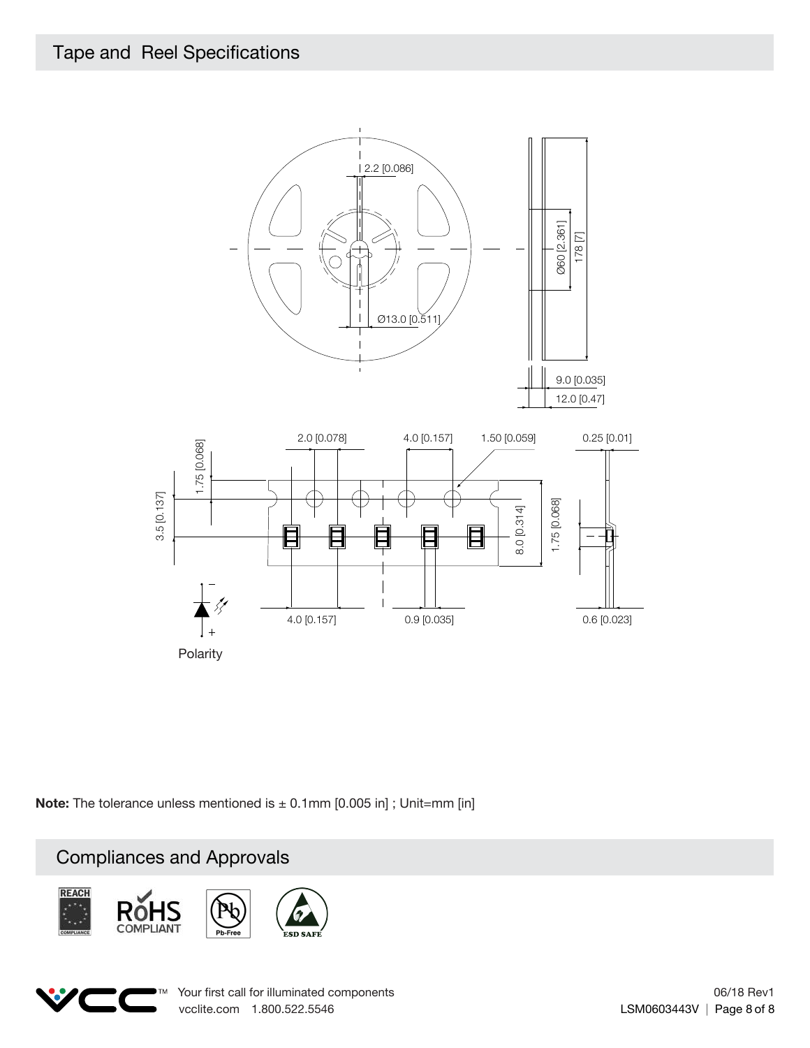## Tape and Reel Specifications

2.2 [0.086]

Ø60 [2.361]

178 [7]

Ø13.0 [0.511]

9.0 [0.035]

12.0 [0.47]

1.75 [0.068]

2.0 [0.078]

4.0 [0.157]

1.50 [0.059]

0.25 [0.01]

3.5 [0.137]

8.0 [0.314]

1.75 [0.068]

4.0 [0.157]

0.9 [0.035]

0.6 [0.023]

−

+

Polarity

**Note:** The tolerance unless mentioned is ± 0.1mm [0.005 in] ; Unit=mm [in]

## Compliances and Approvals

REACH COMPLIANCE

RoHS COMPLIANT

Pb-Free

ESD SAFE

Your first call for illuminated components
vcclite.com 1.800.522.5546

06/18 Rev1
LSM0603443V